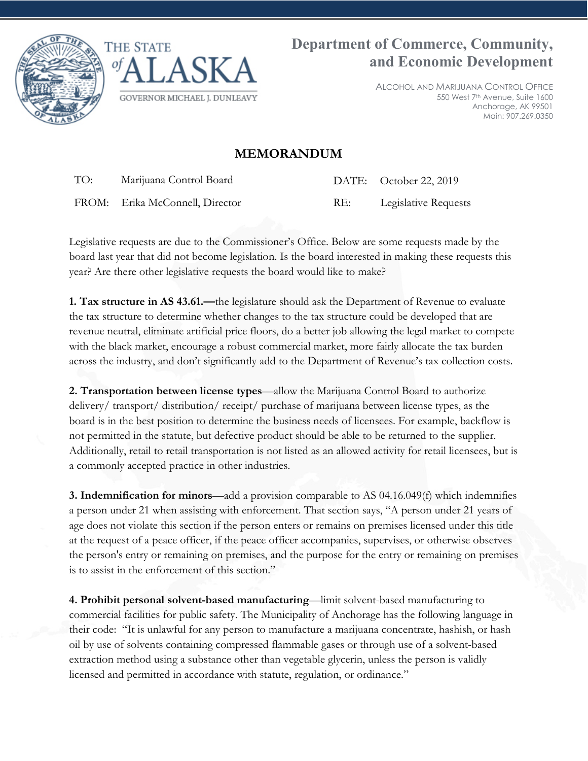THE STATE of ALASKA

GOVERNOR MICHAEL J. DUNLEAVY

**Department of Commerce, Community, and Economic Development**

ALCOHOL AND MARIJUANA CONTROL OFFICE
550 West 7th Avenue, Suite 1600
Anchorage, AK 99501
Main: 907.269.0350

# MEMORANDUM

| | | | |
|---|---|---|---|
| TO: | Marijuana Control Board | DATE: | October 22, 2019 |
| FROM: | Erika McConnell, Director | RE: | Legislative Requests |

Legislative requests are due to the Commissioner's Office. Below are some requests made by the board last year that did not become legislation. Is the board interested in making these requests this year? Are there other legislative requests the board would like to make?

**1. Tax structure in AS 43.61.—**the legislature should ask the Department of Revenue to evaluate the tax structure to determine whether changes to the tax structure could be developed that are revenue neutral, eliminate artificial price floors, do a better job allowing the legal market to compete with the black market, encourage a robust commercial market, more fairly allocate the tax burden across the industry, and don't significantly add to the Department of Revenue's tax collection costs.

**2. Transportation between license types**—allow the Marijuana Control Board to authorize delivery/ transport/ distribution/ receipt/ purchase of marijuana between license types, as the board is in the best position to determine the business needs of licensees. For example, backflow is not permitted in the statute, but defective product should be able to be returned to the supplier. Additionally, retail to retail transportation is not listed as an allowed activity for retail licensees, but is a commonly accepted practice in other industries.

**3. Indemnification for minors**—add a provision comparable to AS 04.16.049(f) which indemnifies a person under 21 when assisting with enforcement. That section says, "A person under 21 years of age does not violate this section if the person enters or remains on premises licensed under this title at the request of a peace officer, if the peace officer accompanies, supervises, or otherwise observes the person's entry or remaining on premises, and the purpose for the entry or remaining on premises is to assist in the enforcement of this section."

**4. Prohibit personal solvent-based manufacturing**—limit solvent-based manufacturing to commercial facilities for public safety. The Municipality of Anchorage has the following language in their code: "It is unlawful for any person to manufacture a marijuana concentrate, hashish, or hash oil by use of solvents containing compressed flammable gases or through use of a solvent-based extraction method using a substance other than vegetable glycerin, unless the person is validly licensed and permitted in accordance with statute, regulation, or ordinance."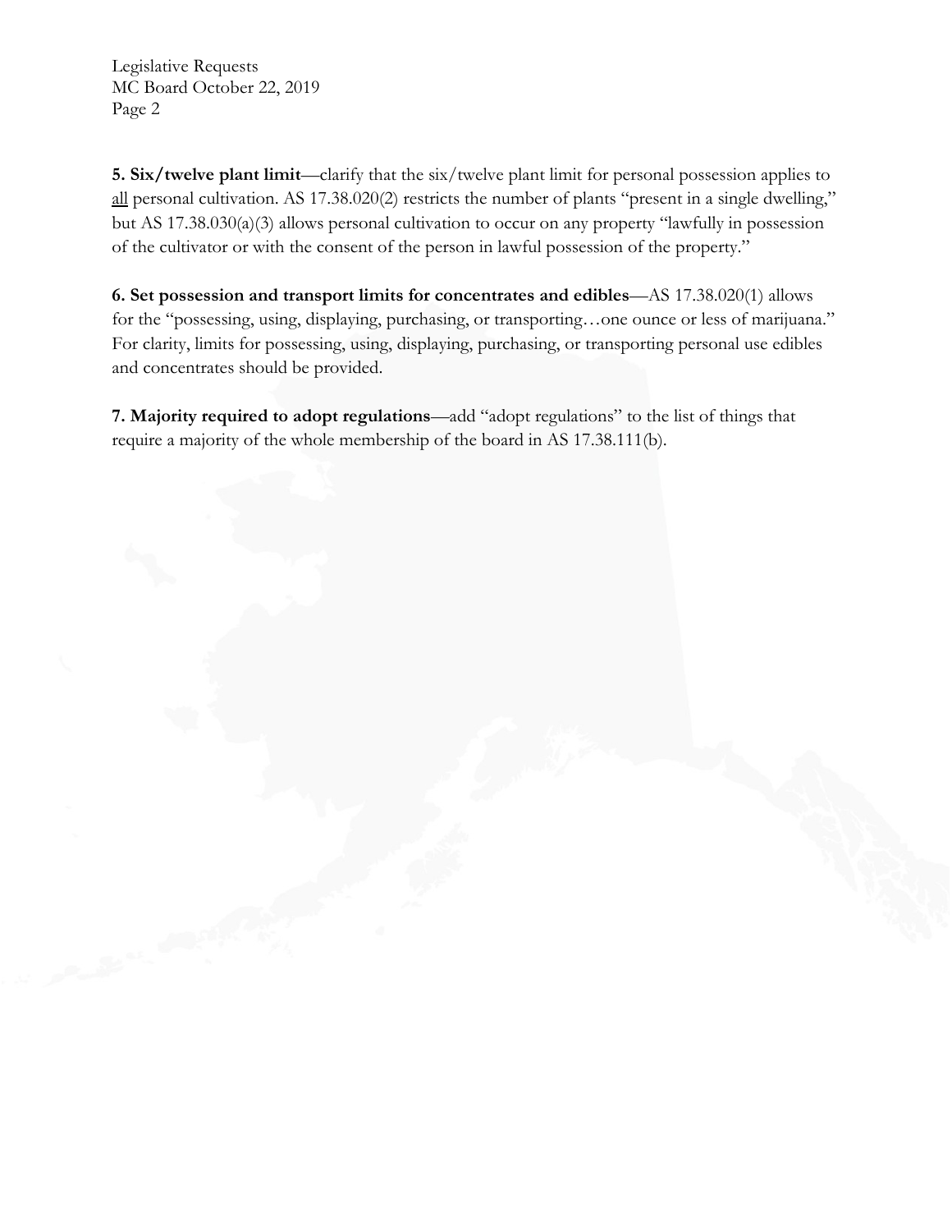**5. Six/twelve plant limit**—clarify that the six/twelve plant limit for personal possession applies to <u>all</u> personal cultivation. AS 17.38.020(2) restricts the number of plants "present in a single dwelling," but AS 17.38.030(a)(3) allows personal cultivation to occur on any property "lawfully in possession of the cultivator or with the consent of the person in lawful possession of the property."

**6. Set possession and transport limits for concentrates and edibles**—AS 17.38.020(1) allows for the "possessing, using, displaying, purchasing, or transporting…one ounce or less of marijuana." For clarity, limits for possessing, using, displaying, purchasing, or transporting personal use edibles and concentrates should be provided.

**7. Majority required to adopt regulations**—add "adopt regulations" to the list of things that require a majority of the whole membership of the board in AS 17.38.111(b).